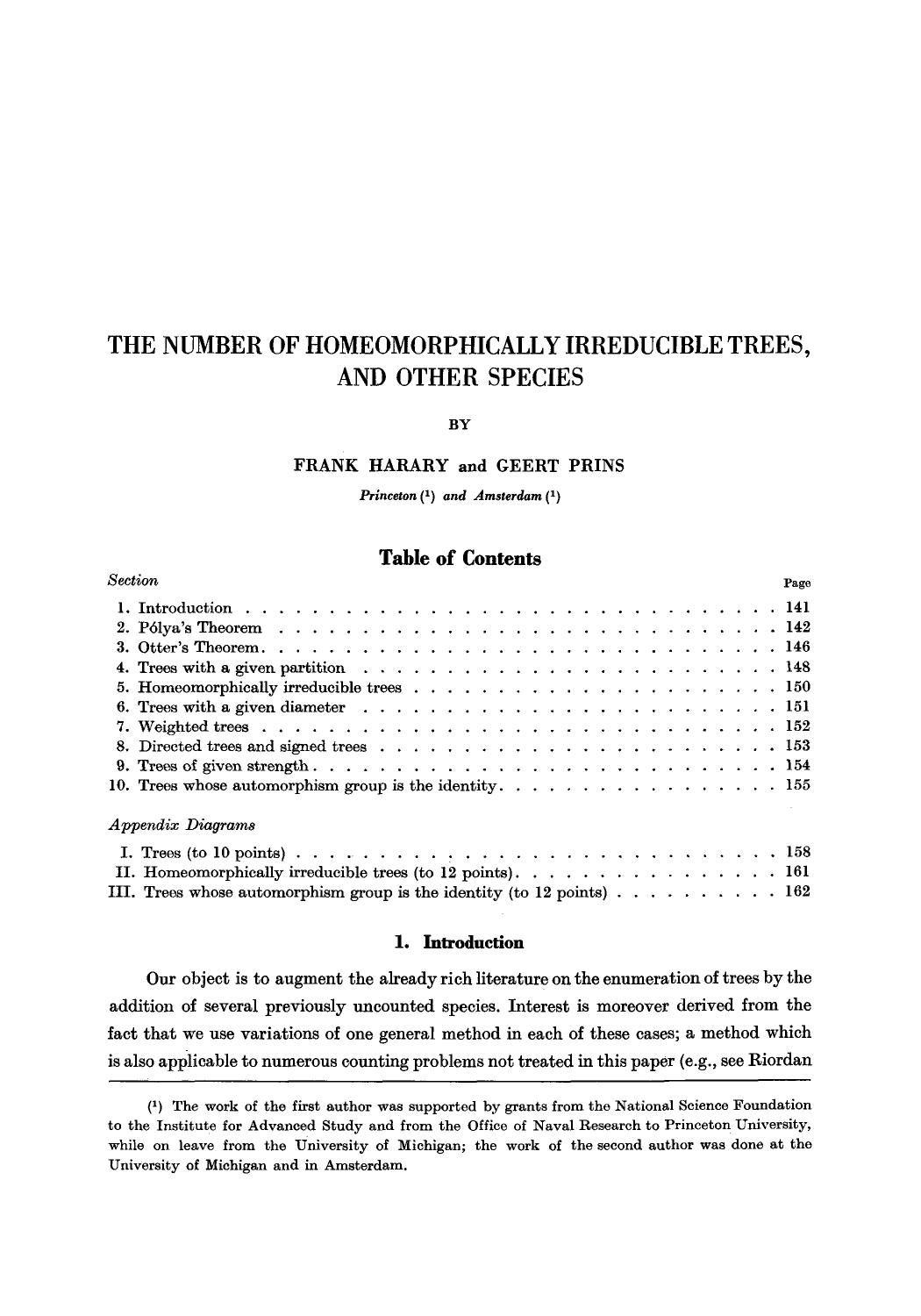# THE NUMBER OF HOMEOMORPHICALLY IRREDUCIBLE TREES, AND OTHER SPECIES

BY

FRANK HARARY and GEERT PRINS

*Princeton* [1] *and Amsterdam* [1]

## Table of Contents

| *Section* | Page |
|---|---|
| 1. Introduction | 141 |
| 2. Pólya's Theorem | 142 |
| 3. Otter's Theorem | 146 |
| 4. Trees with a given partition | 148 |
| 5. Homeomorphically irreducible trees | 150 |
| 6. Trees with a given diameter | 151 |
| 7. Weighted trees | 152 |
| 8. Directed trees and signed trees | 153 |
| 9. Trees of given strength | 154 |
| 10. Trees whose automorphism group is the identity | 155 |

| *Appendix Diagrams* | |
|---|---|
| I. Trees (to 10 points) | 158 |
| II. Homeomorphically irreducible trees (to 12 points) | 161 |
| III. Trees whose automorphism group is the identity (to 12 points) | 162 |

## 1. Introduction

Our object is to augment the already rich literature on the enumeration of trees by the addition of several previously uncounted species. Interest is moreover derived from the fact that we use variations of one general method in each of these cases; a method which is also applicable to numerous counting problems not treated in this paper (e.g., see Riordan

---

[1] The work of the first author was supported by grants from the National Science Foundation to the Institute for Advanced Study and from the Office of Naval Research to Princeton University, while on leave from the University of Michigan; the work of the second author was done at the University of Michigan and in Amsterdam.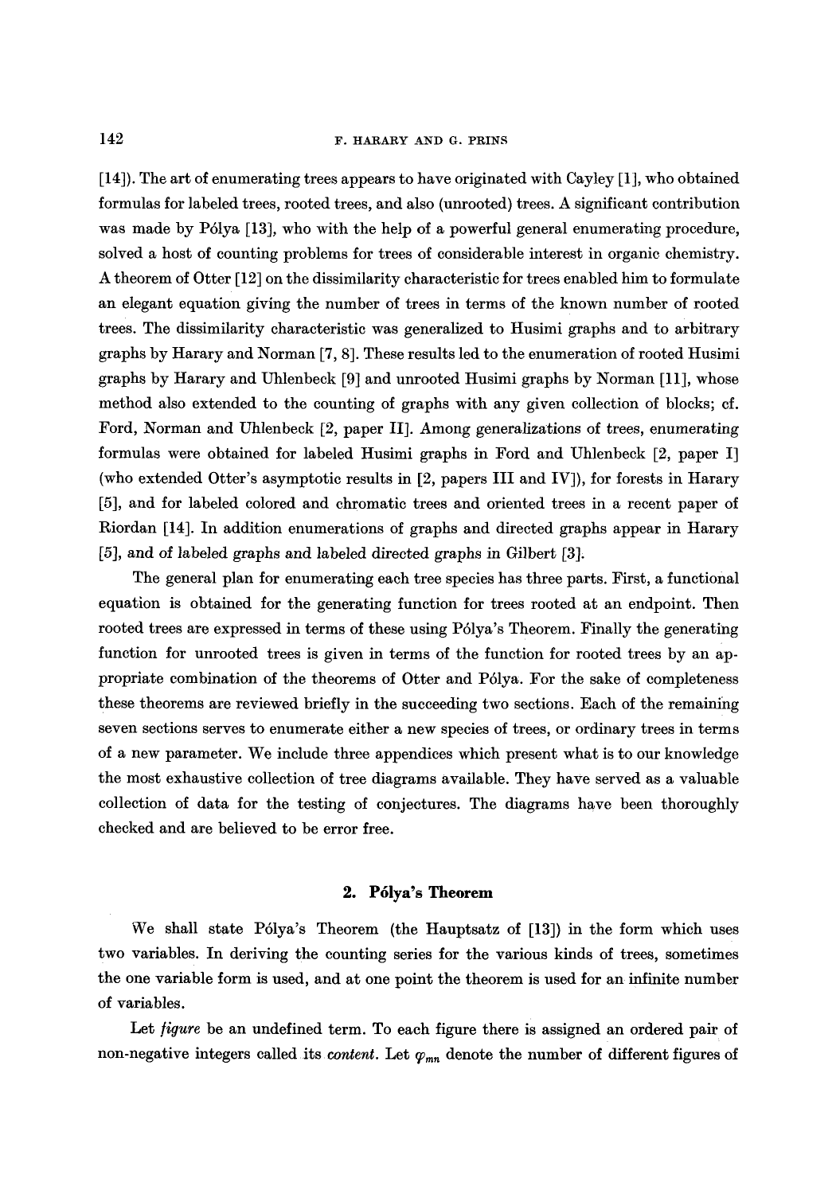[14]). The art of enumerating trees appears to have originated with Cayley [1], who obtained formulas for labeled trees, rooted trees, and also (unrooted) trees. A significant contribution was made by Pólya [13], who with the help of a powerful general enumerating procedure, solved a host of counting problems for trees of considerable interest in organic chemistry. A theorem of Otter [12] on the dissimilarity characteristic for trees enabled him to formulate an elegant equation giving the number of trees in terms of the known number of rooted trees. The dissimilarity characteristic was generalized to Husimi graphs and to arbitrary graphs by Harary and Norman [7, 8]. These results led to the enumeration of rooted Husimi graphs by Harary and Uhlenbeck [9] and unrooted Husimi graphs by Norman [11], whose method also extended to the counting of graphs with any given collection of blocks; cf. Ford, Norman and Uhlenbeck [2, paper II]. Among generalizations of trees, enumerating formulas were obtained for labeled Husimi graphs in Ford and Uhlenbeck [2, paper I] (who extended Otter's asymptotic results in [2, papers III and IV]), for forests in Harary [5], and for labeled colored and chromatic trees and oriented trees in a recent paper of Riordan [14]. In addition enumerations of graphs and directed graphs appear in Harary [5], and of labeled graphs and labeled directed graphs in Gilbert [3].

The general plan for enumerating each tree species has three parts. First, a functional equation is obtained for the generating function for trees rooted at an endpoint. Then rooted trees are expressed in terms of these using Pólya's Theorem. Finally the generating function for unrooted trees is given in terms of the function for rooted trees by an appropriate combination of the theorems of Otter and Pólya. For the sake of completeness these theorems are reviewed briefly in the succeeding two sections. Each of the remaining seven sections serves to enumerate either a new species of trees, or ordinary trees in terms of a new parameter. We include three appendices which present what is to our knowledge the most exhaustive collection of tree diagrams available. They have served as a valuable collection of data for the testing of conjectures. The diagrams have been thoroughly checked and are believed to be error free.

## 2. Pólya's Theorem

We shall state Pólya's Theorem (the Hauptsatz of [13]) in the form which uses two variables. In deriving the counting series for the various kinds of trees, sometimes the one variable form is used, and at one point the theorem is used for an infinite number of variables.

Let *figure* be an undefined term. To each figure there is assigned an ordered pair of non-negative integers called its *content*. Let $\varphi_{mn}$ denote the number of different figures of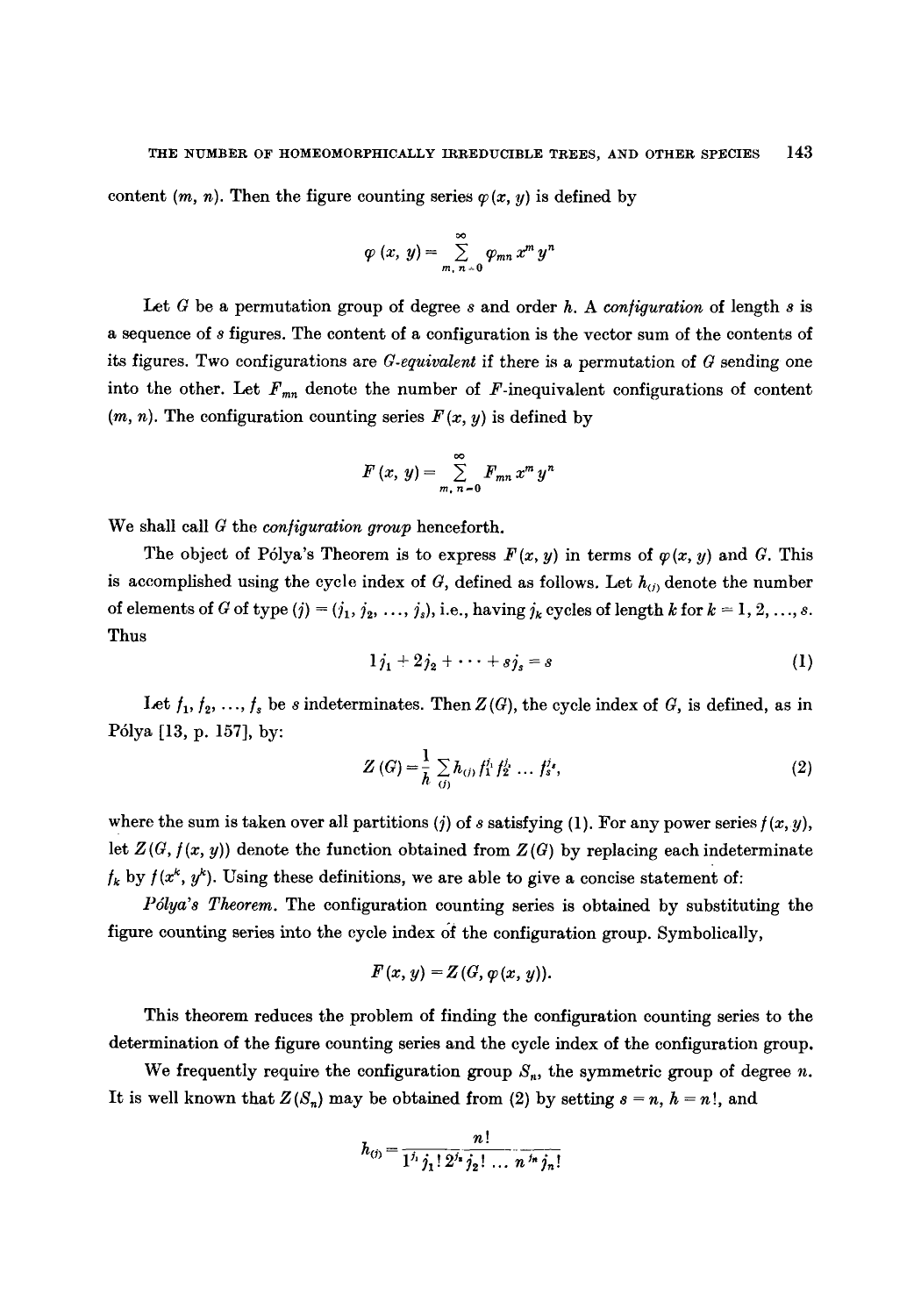content $(m, n)$. Then the figure counting series $\varphi(x, y)$ is defined by

$$\varphi(x, y) = \sum_{m, n=0}^{\infty} \varphi_{mn} x^m y^n$$

Let $G$ be a permutation group of degree $s$ and order $h$. A *configuration* of length $s$ is a sequence of $s$ figures. The content of a configuration is the vector sum of the contents of its figures. Two configurations are *G-equivalent* if there is a permutation of $G$ sending one into the other. Let $F_{mn}$ denote the number of $F$-inequivalent configurations of content $(m, n)$. The configuration counting series $F(x, y)$ is defined by

$$F(x, y) = \sum_{m, n=0}^{\infty} F_{mn} x^m y^n$$

We shall call $G$ the *configuration group* henceforth.

The object of Pólya's Theorem is to express $F(x, y)$ in terms of $\varphi(x, y)$ and $G$. This is accomplished using the cycle index of $G$, defined as follows. Let $h_{(j)}$ denote the number of elements of $G$ of type $(j) = (j_1, j_2, \ldots, j_s)$, i.e., having $j_k$ cycles of length $k$ for $k = 1, 2, \ldots, s$. Thus

$$1j_1 + 2j_2 + \cdots + sj_s = s \tag{1}$$

Let $f_1, f_2, \ldots, f_s$ be $s$ indeterminates. Then $Z(G)$, the cycle index of $G$, is defined, as in Pólya [13, p. 157], by:

$$Z(G) = \frac{1}{h} \sum_{(j)} h_{(j)} f_1^{j_1} f_2^{j_2} \ldots f_s^{j_s}, \tag{2}$$

where the sum is taken over all partitions $(j)$ of $s$ satisfying (1). For any power series $f(x, y)$, let $Z(G, f(x, y))$ denote the function obtained from $Z(G)$ by replacing each indeterminate $f_k$ by $f(x^k, y^k)$. Using these definitions, we are able to give a concise statement of:

*Pólya's Theorem.* The configuration counting series is obtained by substituting the figure counting series into the cycle index of the configuration group. Symbolically,

$$F(x, y) = Z(G, \varphi(x, y)).$$

This theorem reduces the problem of finding the configuration counting series to the determination of the figure counting series and the cycle index of the configuration group.

We frequently require the configuration group $S_n$, the symmetric group of degree $n$. It is well known that $Z(S_n)$ may be obtained from (2) by setting $s = n$, $h = n!$, and

$$h_{(j)} = \frac{n!}{1^{j_1} j_1! \, 2^{j_2} j_2! \ldots n^{j_n} j_n!}$$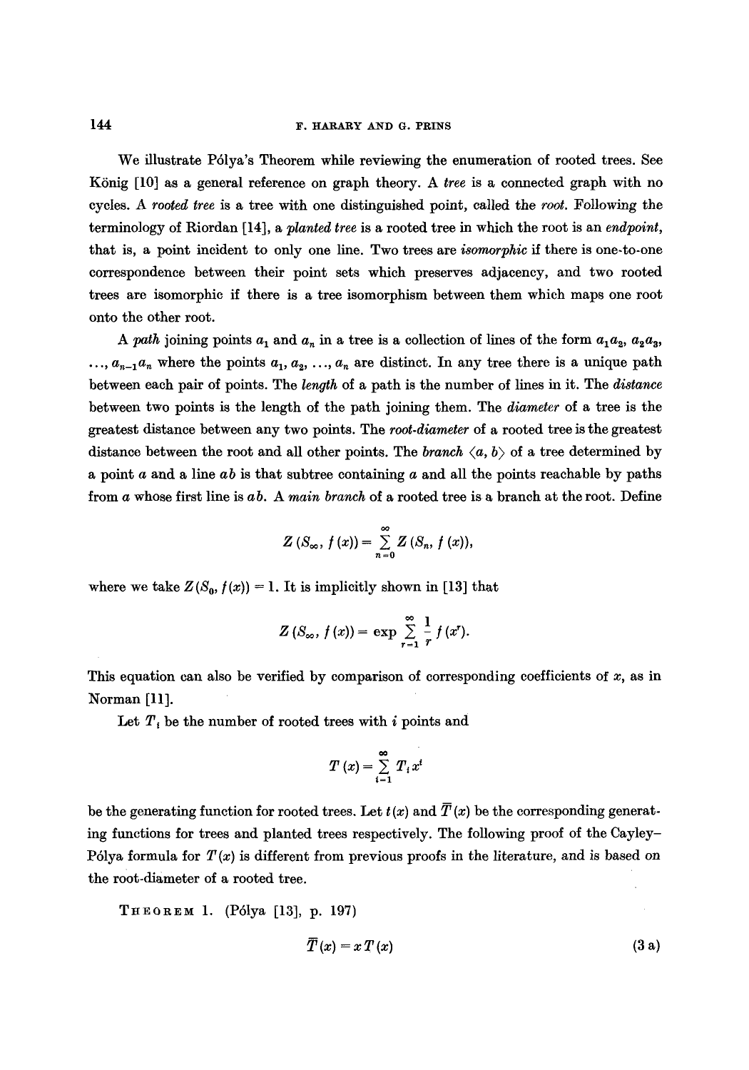We illustrate Pólya's Theorem while reviewing the enumeration of rooted trees. See König [10] as a general reference on graph theory. A *tree* is a connected graph with no cycles. A *rooted tree* is a tree with one distinguished point, called the *root*. Following the terminology of Riordan [14], a *planted tree* is a rooted tree in which the root is an *endpoint*, that is, a point incident to only one line. Two trees are *isomorphic* if there is one-to-one correspondence between their point sets which preserves adjacency, and two rooted trees are isomorphic if there is a tree isomorphism between them which maps one root onto the other root.

A *path* joining points $a_1$ and $a_n$ in a tree is a collection of lines of the form $a_1a_2$, $a_2a_3$, $\ldots$, $a_{n-1}a_n$ where the points $a_1, a_2, \ldots, a_n$ are distinct. In any tree there is a unique path between each pair of points. The *length* of a path is the number of lines in it. The *distance* between two points is the length of the path joining them. The *diameter* of a tree is the greatest distance between any two points. The *root-diameter* of a rooted tree is the greatest distance between the root and all other points. The *branch* $\langle a, b \rangle$ of a tree determined by a point $a$ and a line $ab$ is that subtree containing $a$ and all the points reachable by paths from $a$ whose first line is $ab$. A *main branch* of a rooted tree is a branch at the root. Define

$$Z(S_\infty, f(x)) = \sum_{n=0}^{\infty} Z(S_n, f(x)),$$

where we take $Z(S_0, f(x)) = 1$. It is implicitly shown in [13] that

$$Z(S_\infty, f(x)) = \exp \sum_{r=1}^{\infty} \frac{1}{r} f(x^r).$$

This equation can also be verified by comparison of corresponding coefficients of $x$, as in Norman [11].

Let $T_i$ be the number of rooted trees with $i$ points and

$$T(x) = \sum_{i=1}^{\infty} T_i x^i$$

be the generating function for rooted trees. Let $t(x)$ and $\overline{T}(x)$ be the corresponding generating functions for trees and planted trees respectively. The following proof of the Cayley–Pólya formula for $T(x)$ is different from previous proofs in the literature, and is based on the root-diameter of a rooted tree.

THEOREM 1. (Pólya [13], p. 197)

$$\overline{T}(x) = x\,T(x) \tag{3 a}$$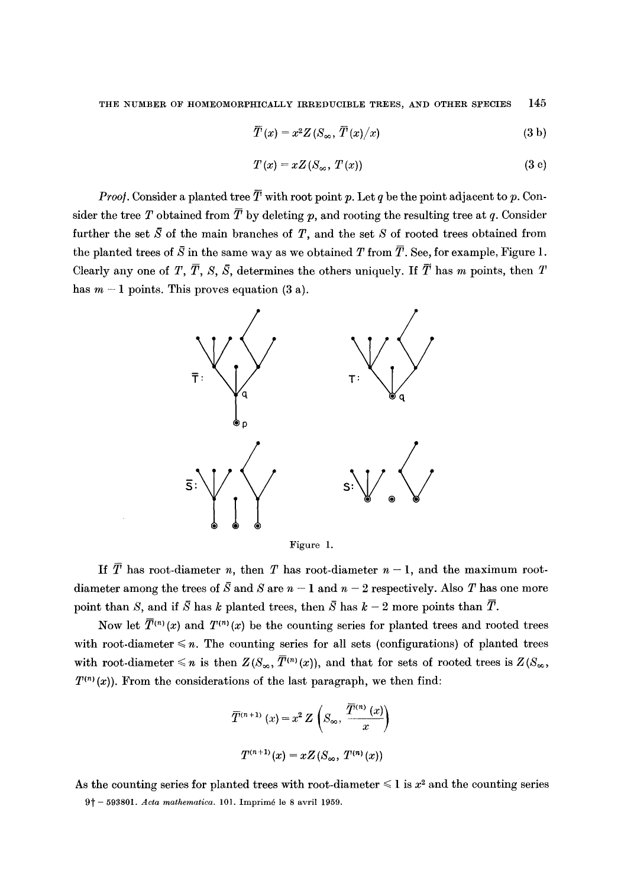$$\bar{T}(x) = x^2 Z(S_\infty, \bar{T}(x)/x) \tag{3 b}$$

$$T(x) = xZ(S_\infty, T(x)) \tag{3 c}$$

*Proof*. Consider a planted tree $\bar{T}$ with root point $p$. Let $q$ be the point adjacent to $p$. Consider the tree $T$ obtained from $\bar{T}$ by deleting $p$, and rooting the resulting tree at $q$. Consider further the set $\bar{S}$ of the main branches of $T$, and the set $S$ of rooted trees obtained from the planted trees of $\bar{S}$ in the same way as we obtained $T$ from $\bar{T}$. See, for example, Figure 1. Clearly any one of $T$, $\bar{T}$, $S$, $\bar{S}$, determines the others uniquely. If $\bar{T}$ has $m$ points, then $T$ has $m - 1$ points. This proves equation (3 a).

Figure 1.

If $\bar{T}$ has root-diameter $n$, then $T$ has root-diameter $n - 1$, and the maximum root-diameter among the trees of $\bar{S}$ and $S$ are $n - 1$ and $n - 2$ respectively. Also $T$ has one more point than $S$, and if $\bar{S}$ has $k$ planted trees, then $\bar{S}$ has $k - 2$ more points than $\bar{T}$.

Now let $\bar{T}^{(n)}(x)$ and $T^{(n)}(x)$ be the counting series for planted trees and rooted trees with root-diameter $\leqslant n$. The counting series for all sets (configurations) of planted trees with root-diameter $\leqslant n$ is then $Z(S_\infty, \bar{T}^{(n)}(x))$, and that for sets of rooted trees is $Z(S_\infty, T^{(n)}(x))$. From the considerations of the last paragraph, we then find:

$$\bar{T}^{(n+1)}(x) = x^2 Z\left(S_\infty, \frac{\bar{T}^{(n)}(x)}{x}\right)$$

$$T^{(n+1)}(x) = xZ(S_\infty, T^{(n)}(x))$$

As the counting series for planted trees with root-diameter $\leqslant 1$ is $x^2$ and the counting series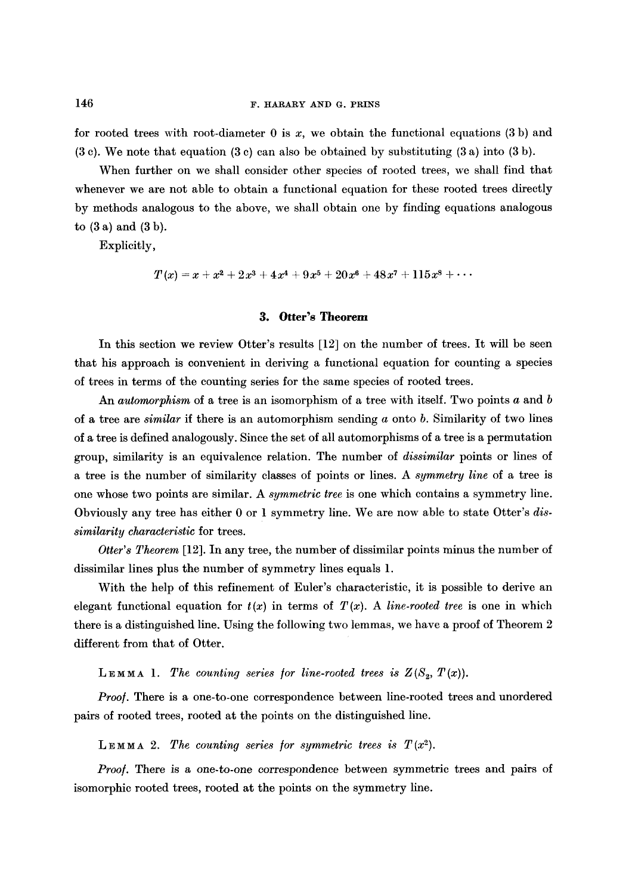for rooted trees with root-diameter 0 is $x$, we obtain the functional equations (3 b) and (3 c). We note that equation (3 c) can also be obtained by substituting (3 a) into (3 b).

When further on we shall consider other species of rooted trees, we shall find that whenever we are not able to obtain a functional equation for these rooted trees directly by methods analogous to the above, we shall obtain one by finding equations analogous to (3 a) and (3 b).

Explicitly,

$$T(x) = x + x^2 + 2x^3 + 4x^4 + 9x^5 + 20x^6 + 48x^7 + 115x^8 + \cdots$$

## 3. Otter's Theorem

In this section we review Otter's results [12] on the number of trees. It will be seen that his approach is convenient in deriving a functional equation for counting a species of trees in terms of the counting series for the same species of rooted trees.

An *automorphism* of a tree is an isomorphism of a tree with itself. Two points $a$ and $b$ of a tree are *similar* if there is an automorphism sending $a$ onto $b$. Similarity of two lines of a tree is defined analogously. Since the set of all automorphisms of a tree is a permutation group, similarity is an equivalence relation. The number of *dissimilar* points or lines of a tree is the number of similarity classes of points or lines. A *symmetry line* of a tree is one whose two points are similar. A *symmetric tree* is one which contains a symmetry line. Obviously any tree has either 0 or 1 symmetry line. We are now able to state Otter's *dissimilarity characteristic* for trees.

*Otter's Theorem* [12]. In any tree, the number of dissimilar points minus the number of dissimilar lines plus the number of symmetry lines equals 1.

With the help of this refinement of Euler's characteristic, it is possible to derive an elegant functional equation for $t(x)$ in terms of $T(x)$. A *line-rooted tree* is one in which there is a distinguished line. Using the following two lemmas, we have a proof of Theorem 2 different from that of Otter.

LEMMA 1. *The counting series for line-rooted trees is* $Z(S_2, T(x))$.

*Proof.* There is a one-to-one correspondence between line-rooted trees and unordered pairs of rooted trees, rooted at the points on the distinguished line.

LEMMA 2. *The counting series for symmetric trees is* $T(x^2)$.

*Proof.* There is a one-to-one correspondence between symmetric trees and pairs of isomorphic rooted trees, rooted at the points on the symmetry line.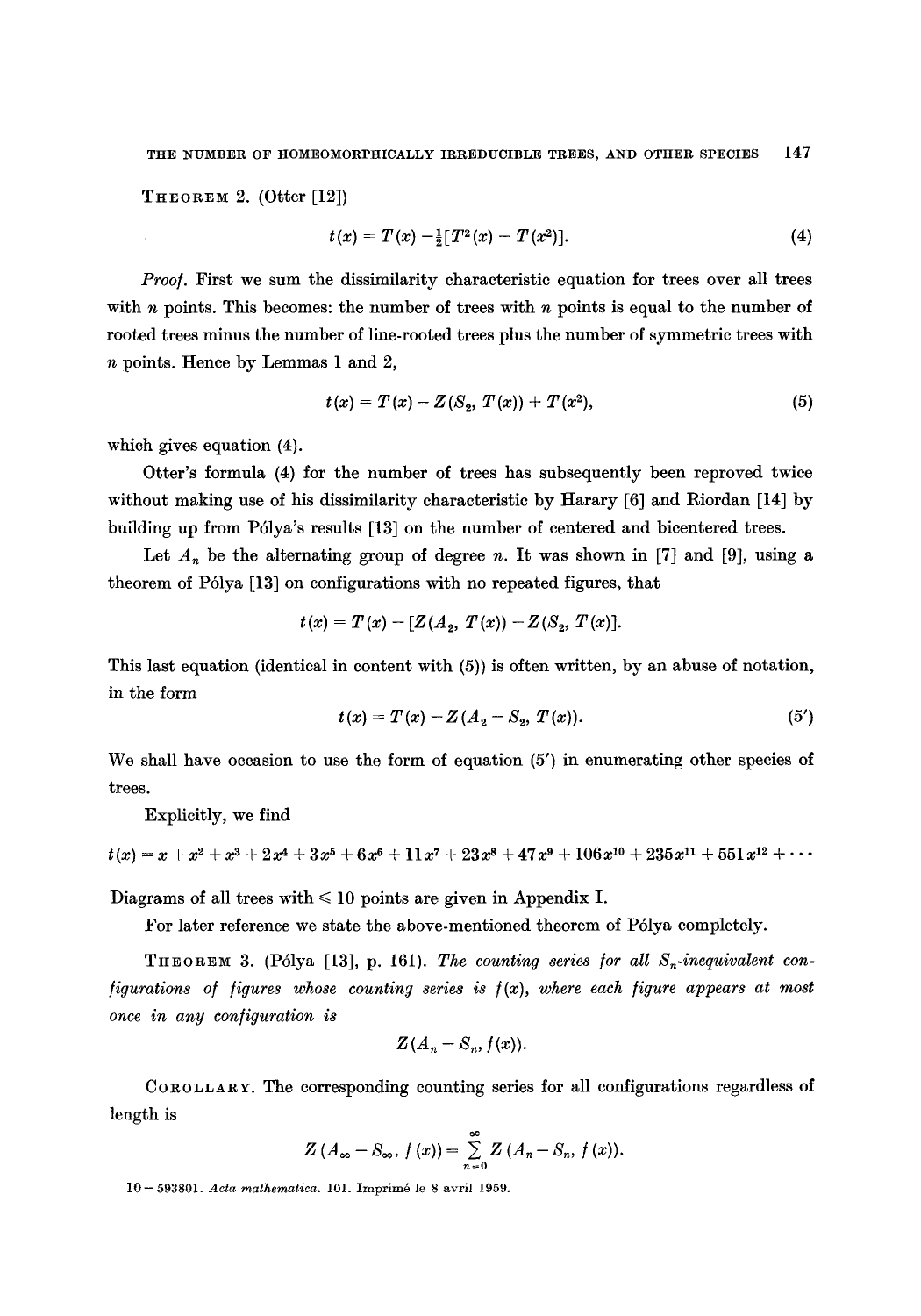**Theorem 2.** (Otter [12])

$$t(x) = T(x) - \tfrac{1}{2}[T^2(x) - T(x^2)]. \tag{4}$$

*Proof.* First we sum the dissimilarity characteristic equation for trees over all trees with $n$ points. This becomes: the number of trees with $n$ points is equal to the number of rooted trees minus the number of line-rooted trees plus the number of symmetric trees with $n$ points. Hence by Lemmas 1 and 2,

$$t(x) = T(x) - Z(S_2, T(x)) + T(x^2), \tag{5}$$

which gives equation (4).

Otter's formula (4) for the number of trees has subsequently been reproved twice without making use of his dissimilarity characteristic by Harary [6] and Riordan [14] by building up from Pólya's results [13] on the number of centered and bicentered trees.

Let $A_n$ be the alternating group of degree $n$. It was shown in [7] and [9], using a theorem of Pólya [13] on configurations with no repeated figures, that

$$t(x) = T(x) - [Z(A_2, T(x)) - Z(S_2, T(x)].$$

This last equation (identical in content with (5)) is often written, by an abuse of notation, in the form

$$t(x) = T(x) - Z(A_2 - S_2, T(x)). \tag{5'}$$

We shall have occasion to use the form of equation (5′) in enumerating other species of trees.

Explicitly, we find

$$t(x) = x + x^2 + x^3 + 2x^4 + 3x^5 + 6x^6 + 11x^7 + 23x^8 + 47x^9 + 106x^{10} + 235x^{11} + 551x^{12} + \cdots$$

Diagrams of all trees with $\leqslant 10$ points are given in Appendix I.

For later reference we state the above-mentioned theorem of Pólya completely.

**Theorem 3.** (Pólya [13], p. 161). *The counting series for all $S_n$-inequivalent configurations of figures whose counting series is $f(x)$, where each figure appears at most once in any configuration is*

$$Z(A_n - S_n, f(x)).$$

**Corollary.** The corresponding counting series for all configurations regardless of length is

$$Z(A_\infty - S_\infty, f(x)) = \sum_{n=0}^{\infty} Z(A_n - S_n, f(x)).$$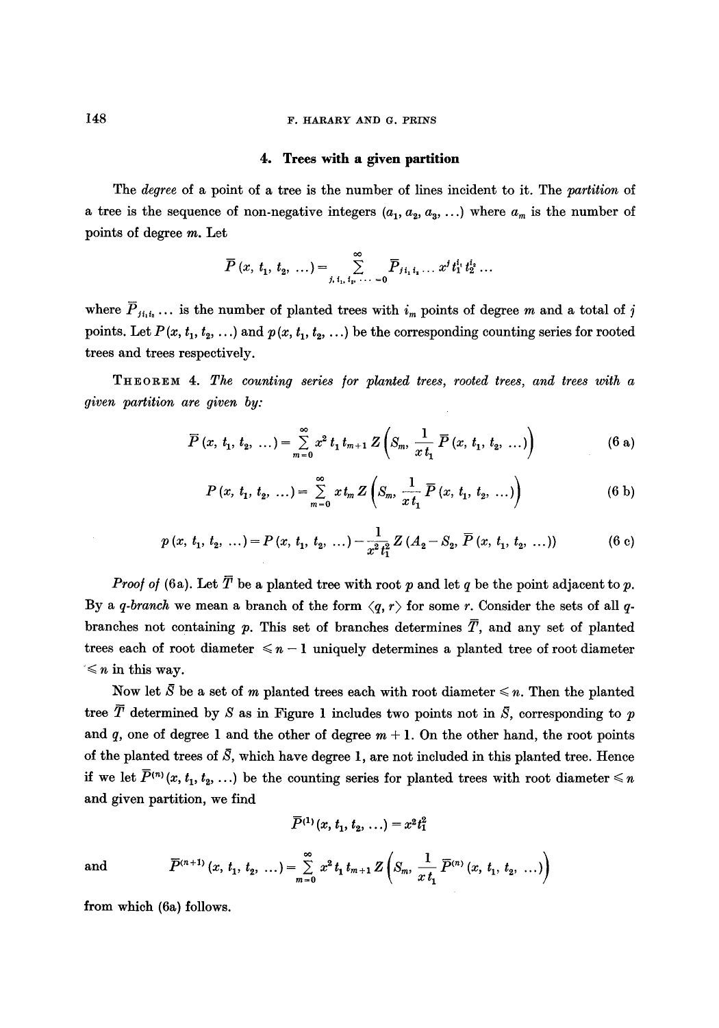## 4. Trees with a given partition

The *degree* of a point of a tree is the number of lines incident to it. The *partition* of a tree is the sequence of non-negative integers $(a_1, a_2, a_3, \ldots)$ where $a_m$ is the number of points of degree $m$. Let

$$\bar{P}(x, t_1, t_2, \ldots) = \sum_{j, i_1, i_2, \ldots = 0}^{\infty} \bar{P}_{j i_1 i_2} \ldots x^j t_1^{i_1} t_2^{i_2} \ldots$$

where $\bar{P}_{j i_1 i_2} \ldots$ is the number of planted trees with $i_m$ points of degree $m$ and a total of $j$ points. Let $P(x, t_1, t_2, \ldots)$ and $p(x, t_1, t_2, \ldots)$ be the corresponding counting series for rooted trees and trees respectively.

THEOREM 4. *The counting series for planted trees, rooted trees, and trees with a given partition are given by:*

$$\bar{P}(x, t_1, t_2, \ldots) = \sum_{m=0}^{\infty} x^2 t_1 t_{m+1} Z\left(S_m, \frac{1}{x t_1} \bar{P}(x, t_1, t_2, \ldots)\right) \tag{6 a}$$

$$P(x, t_1, t_2, \ldots) = \sum_{m=0}^{\infty} x t_m Z\left(S_m, \frac{1}{x t_1} \bar{P}(x, t_1, t_2, \ldots)\right) \tag{6 b}$$

$$p(x, t_1, t_2, \ldots) = P(x, t_1, t_2, \ldots) - \frac{1}{x^2 t_1^2} Z(A_2 - S_2, \bar{P}(x, t_1, t_2, \ldots)) \tag{6 c}$$

*Proof of* (6a). Let $\bar{T}$ be a planted tree with root $p$ and let $q$ be the point adjacent to $p$. By a *q-branch* we mean a branch of the form $\langle q, r \rangle$ for some $r$. Consider the sets of all $q$-branches not containing $p$. This set of branches determines $\bar{T}$, and any set of planted trees each of root diameter $\leqslant n - 1$ uniquely determines a planted tree of root diameter $\leqslant n$ in this way.

Now let $\bar{S}$ be a set of $m$ planted trees each with root diameter $\leqslant n$. Then the planted tree $\bar{T}$ determined by $S$ as in Figure 1 includes two points not in $\bar{S}$, corresponding to $p$ and $q$, one of degree 1 and the other of degree $m + 1$. On the other hand, the root points of the planted trees of $\bar{S}$, which have degree 1, are not included in this planted tree. Hence if we let $\bar{P}^{(n)}(x, t_1, t_2, \ldots)$ be the counting series for planted trees with root diameter $\leqslant n$ and given partition, we find

$$\bar{P}^{(1)}(x, t_1, t_2, \ldots) = x^2 t_1^2$$

and
$$\bar{P}^{(n+1)}(x, t_1, t_2, \ldots) = \sum_{m=0}^{\infty} x^2 t_1 t_{m+1} Z\left(S_m, \frac{1}{x t_1} \bar{P}^{(n)}(x, t_1, t_2, \ldots)\right)$$

from which (6a) follows.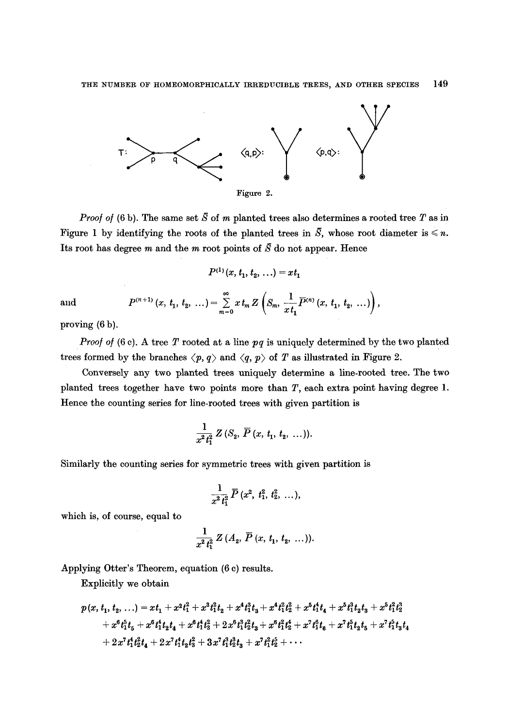Figure 2.

*Proof of* (6 b). The same set $\bar{S}$ of $m$ planted trees also determines a rooted tree $T$ as in Figure 1 by identifying the roots of the planted trees in $\bar{S}$, whose root diameter is $\leqslant n$. Its root has degree $m$ and the $m$ root points of $\bar{S}$ do not appear. Hence

$$P^{(1)}(x, t_1, t_2, \ldots) = xt_1$$

and
$$P^{(n+1)}(x, t_1, t_2, \ldots) = \sum_{m=0}^{\infty} x t_m Z\left(S_m, \frac{1}{xt_1} \bar{P}^{(n)}(x, t_1, t_2, \ldots)\right),$$

proving (6 b).

*Proof of* (6 c). A tree $T$ rooted at a line $pq$ is uniquely determined by the two planted trees formed by the branches $\langle p, q\rangle$ and $\langle q, p\rangle$ of $T$ as illustrated in Figure 2.

Conversely any two planted trees uniquely determine a line-rooted tree. The two planted trees together have two points more than $T$, each extra point having degree 1. Hence the counting series for line-rooted trees with given partition is

$$\frac{1}{x^2 t_1^2} Z(S_2, \bar{P}(x, t_1, t_2, \ldots)).$$

Similarly the counting series for symmetric trees with given partition is

$$\frac{1}{x^2 t_1^2} \bar{P}(x^2, t_1^2, t_2^2, \ldots),$$

which is, of course, equal to

$$\frac{1}{x^2 t_1^2} Z(A_2, \bar{P}(x, t_1, t_2, \ldots)).$$

Applying Otter's Theorem, equation (6 c) results.

Explicitly we obtain

$$\begin{aligned} p(x, t_1, t_2, \ldots) = {} & xt_1 + x^2t_1^2 + x^3t_1^2t_2 + x^4t_1^3t_3 + x^4t_1^2t_2^2 + x^5t_1^4t_4 + x^5t_1^3t_2t_3 + x^5t_1^2t_2^3 \\ & + x^6t_1^5t_5 + x^6t_1^4t_2t_4 + x^6t_1^4t_3^2 + 2x^6t_1^3t_2^2t_3 + x^6t_1^2t_2^4 + x^7t_1^6t_6 + x^7t_1^5t_2t_5 + x^7t_1^5t_3t_4 \\ & + 2x^7t_1^4t_2^2t_4 + 2x^7t_1^4t_2t_3^2 + 3x^7t_1^3t_2^3t_3 + x^7t_1^2t_2^5 + \cdots \end{aligned}$$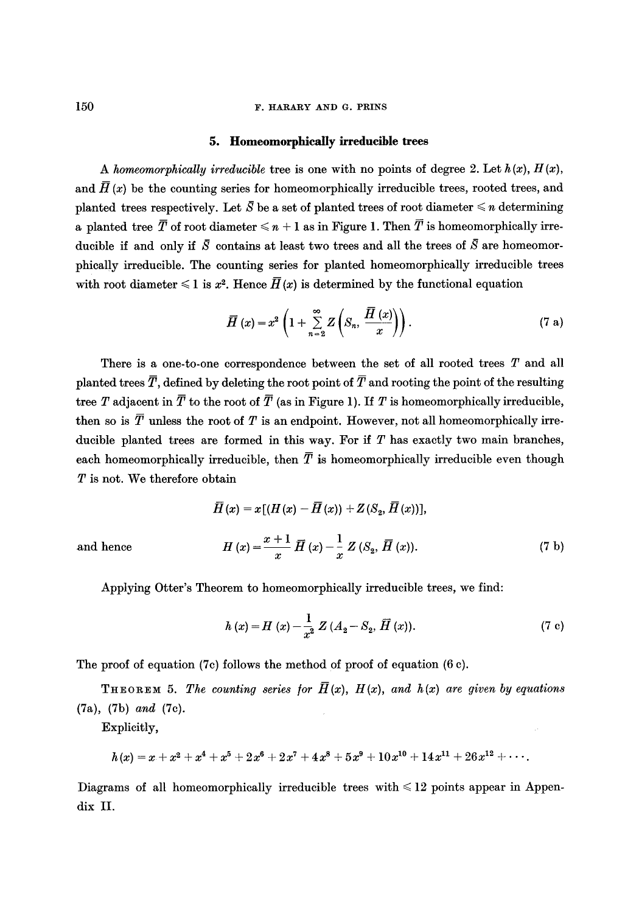## 5. Homeomorphically irreducible trees

A *homeomorphically irreducible* tree is one with no points of degree 2. Let $h(x)$, $H(x)$, and $\bar{H}(x)$ be the counting series for homeomorphically irreducible trees, rooted trees, and planted trees respectively. Let $\bar{S}$ be a set of planted trees of root diameter $\leqslant n$ determining a planted tree $\bar{T}$ of root diameter $\leqslant n+1$ as in Figure 1. Then $\bar{T}$ is homeomorphically irreducible if and only if $\bar{S}$ contains at least two trees and all the trees of $\bar{S}$ are homeomorphically irreducible. The counting series for planted homeomorphically irreducible trees with root diameter $\leqslant 1$ is $x^2$. Hence $\bar{H}(x)$ is determined by the functional equation

$$\bar{H}(x) = x^2 \left(1 + \sum_{n=2}^{\infty} Z\left(S_n, \frac{\bar{H}(x)}{x}\right)\right). \tag{7 a}$$

There is a one-to-one correspondence between the set of all rooted trees $T$ and all planted trees $\bar{T}$, defined by deleting the root point of $\bar{T}$ and rooting the point of the resulting tree $T$ adjacent in $\bar{T}$ to the root of $\bar{T}$ (as in Figure 1). If $T$ is homeomorphically irreducible, then so is $\bar{T}$ unless the root of $T$ is an endpoint. However, not all homeomorphically irreducible planted trees are formed in this way. For if $T$ has exactly two main branches, each homeomorphically irreducible, then $\bar{T}$ is homeomorphically irreducible even though $T$ is not. We therefore obtain

$$\bar{H}(x) = x[(H(x) - \bar{H}(x)) + Z(S_2, \bar{H}(x))],$$

and hence

$$H(x) = \frac{x+1}{x}\bar{H}(x) - \frac{1}{x} Z(S_2, \bar{H}(x)). \tag{7 b}$$

Applying Otter's Theorem to homeomorphically irreducible trees, we find:

$$h(x) = H(x) - \frac{1}{x^2} Z(A_2 - S_2, \bar{H}(x)). \tag{7 c}$$

The proof of equation (7c) follows the method of proof of equation (6 c).

THEOREM 5. *The counting series for $\bar{H}(x)$, $H(x)$, and $h(x)$ are given by equations (7a), (7b) and (7c).*

Explicitly,

$$h(x) = x + x^2 + x^4 + x^5 + 2x^6 + 2x^7 + 4x^8 + 5x^9 + 10x^{10} + 14x^{11} + 26x^{12} + \cdots.$$

Diagrams of all homeomorphically irreducible trees with $\leqslant 12$ points appear in Appendix II.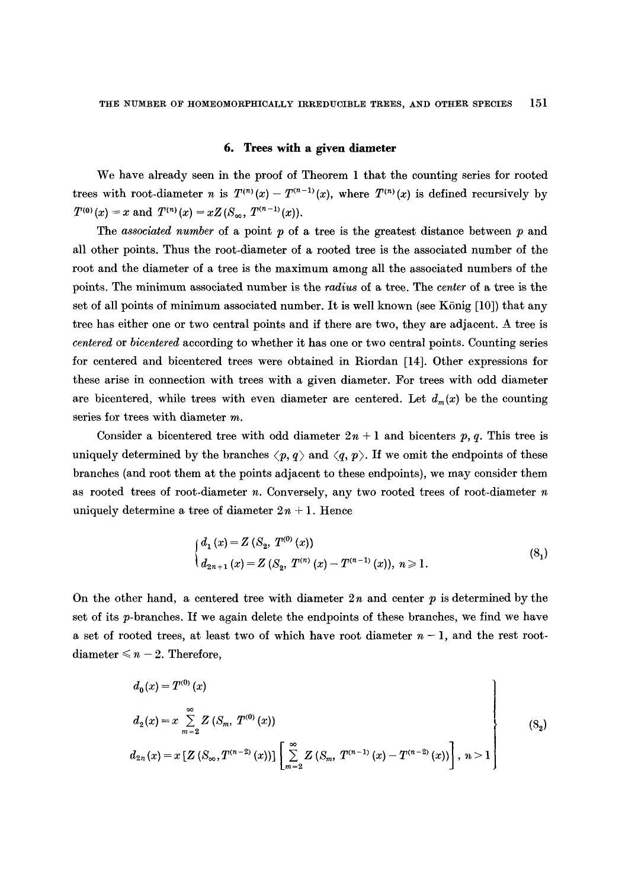## 6. Trees with a given diameter

We have already seen in the proof of Theorem 1 that the counting series for rooted trees with root-diameter $n$ is $T^{(n)}(x) - T^{(n-1)}(x)$, where $T^{(n)}(x)$ is defined recursively by $T^{(0)}(x) = x$ and $T^{(n)}(x) = xZ(S_\infty, T^{(n-1)}(x))$.

The *associated number* of a point $p$ of a tree is the greatest distance between $p$ and all other points. Thus the root-diameter of a rooted tree is the associated number of the root and the diameter of a tree is the maximum among all the associated numbers of the points. The minimum associated number is the *radius* of a tree. The *center* of a tree is the set of all points of minimum associated number. It is well known (see König [10]) that any tree has either one or two central points and if there are two, they are adjacent. A tree is *centered* or *bicentered* according to whether it has one or two central points. Counting series for centered and bicentered trees were obtained in Riordan [14]. Other expressions for these arise in connection with trees with a given diameter. For trees with odd diameter are bicentered, while trees with even diameter are centered. Let $d_m(x)$ be the counting series for trees with diameter $m$.

Consider a bicentered tree with odd diameter $2n+1$ and bicenters $p, q$. This tree is uniquely determined by the branches $\langle p, q\rangle$ and $\langle q, p\rangle$. If we omit the endpoints of these branches (and root them at the points adjacent to these endpoints), we may consider them as rooted trees of root-diameter $n$. Conversely, any two rooted trees of root-diameter $n$ uniquely determine a tree of diameter $2n+1$. Hence

$$\begin{cases} d_1(x) = Z(S_2, T^{(0)}(x)) \\ d_{2n+1}(x) = Z(S_2, T^{(n)}(x) - T^{(n-1)}(x)), \ n \geqslant 1. \end{cases} \tag{8$_1$}$$

On the other hand, a centered tree with diameter $2n$ and center $p$ is determined by the set of its $p$-branches. If we again delete the endpoints of these branches, we find we have a set of rooted trees, at least two of which have root diameter $n-1$, and the rest root-diameter $\leqslant n-2$. Therefore,

$$\left.\begin{aligned} d_0(x) &= T^{(0)}(x) \\ d_2(x) &= x \sum_{m=2}^{\infty} Z(S_m, T^{(0)}(x)) \\ d_{2n}(x) &= x\,[Z(S_\infty, T^{(n-2)}(x))]\left[\sum_{m=2}^{\infty} Z(S_m, T^{(n-1)}(x) - T^{(n-2)}(x))\right], \ n > 1 \end{aligned}\right\} \tag{8$_2$}$$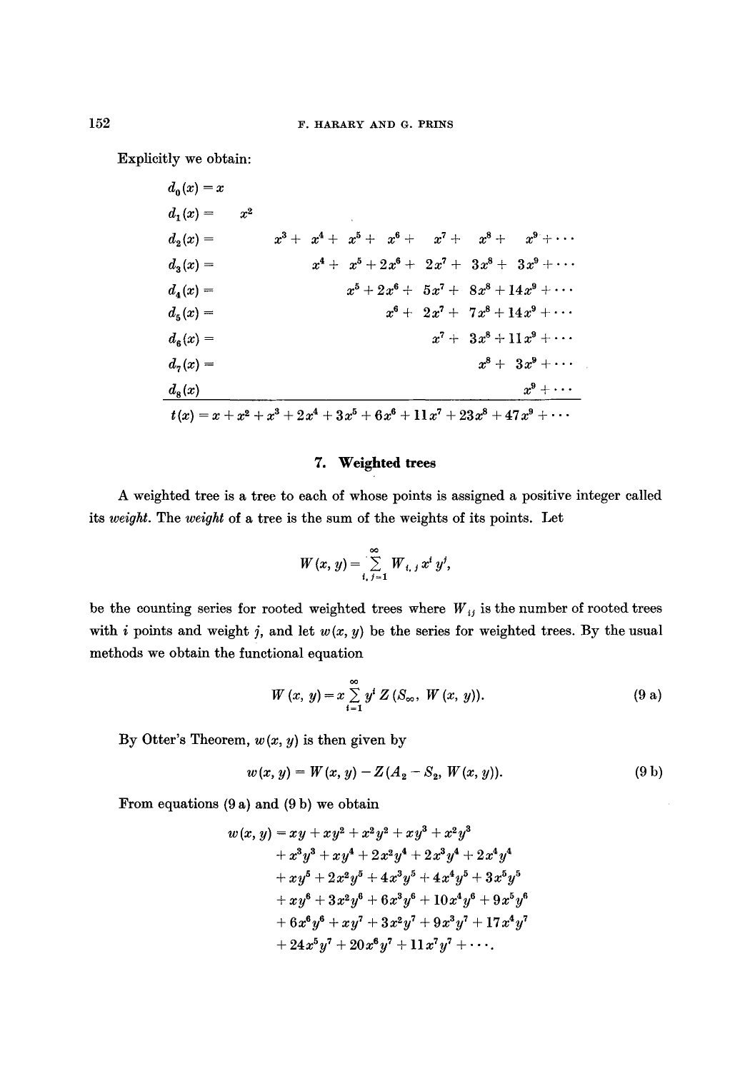Explicitly we obtain:

$$
\begin{aligned}
d_0(x) &= x \\
d_1(x) &= x^2 \\
d_2(x) &= x^3 + x^4 + x^5 + x^6 + x^7 + x^8 + x^9 + \cdots \\
d_3(x) &= x^4 + x^5 + 2x^6 + 2x^7 + 3x^8 + 3x^9 + \cdots \\
d_4(x) &= x^5 + 2x^6 + 5x^7 + 8x^8 + 14x^9 + \cdots \\
d_5(x) &= x^6 + 2x^7 + 7x^8 + 14x^9 + \cdots \\
d_6(x) &= x^7 + 3x^8 + 11x^9 + \cdots \\
d_7(x) &= x^8 + 3x^9 + \cdots \\
d_8(x) & \phantom{=} x^9 + \cdots \\
\hline
t(x) &= x + x^2 + x^3 + 2x^4 + 3x^5 + 6x^6 + 11x^7 + 23x^8 + 47x^9 + \cdots
\end{aligned}
$$

## 7. Weighted trees

A weighted tree is a tree to each of whose points is assigned a positive integer called its *weight*. The *weight* of a tree is the sum of the weights of its points. Let

$$W(x, y) = \sum_{i,j=1}^{\infty} W_{i,j} x^i y^j,$$

be the counting series for rooted weighted trees where $W_{ij}$ is the number of rooted trees with $i$ points and weight $j$, and let $w(x, y)$ be the series for weighted trees. By the usual methods we obtain the functional equation

$$W(x, y) = x \sum_{i=1}^{\infty} y^i Z(S_\infty, W(x, y)). \tag{9 a}$$

By Otter's Theorem, $w(x, y)$ is then given by

$$w(x, y) = W(x, y) - Z(A_2 - S_2, W(x, y)). \tag{9 b}$$

From equations (9 a) and (9 b) we obtain

$$
\begin{aligned}
w(x, y) = {} & xy + xy^2 + x^2y^2 + xy^3 + x^2y^3 \\
& + x^3y^3 + xy^4 + 2x^2y^4 + 2x^3y^4 + 2x^4y^4 \\
& + xy^5 + 2x^2y^5 + 4x^3y^5 + 4x^4y^5 + 3x^5y^5 \\
& + xy^6 + 3x^2y^6 + 6x^3y^6 + 10x^4y^6 + 9x^5y^6 \\
& + 6x^6y^6 + xy^7 + 3x^2y^7 + 9x^3y^7 + 17x^4y^7 \\
& + 24x^5y^7 + 20x^6y^7 + 11x^7y^7 + \cdots.
\end{aligned}
$$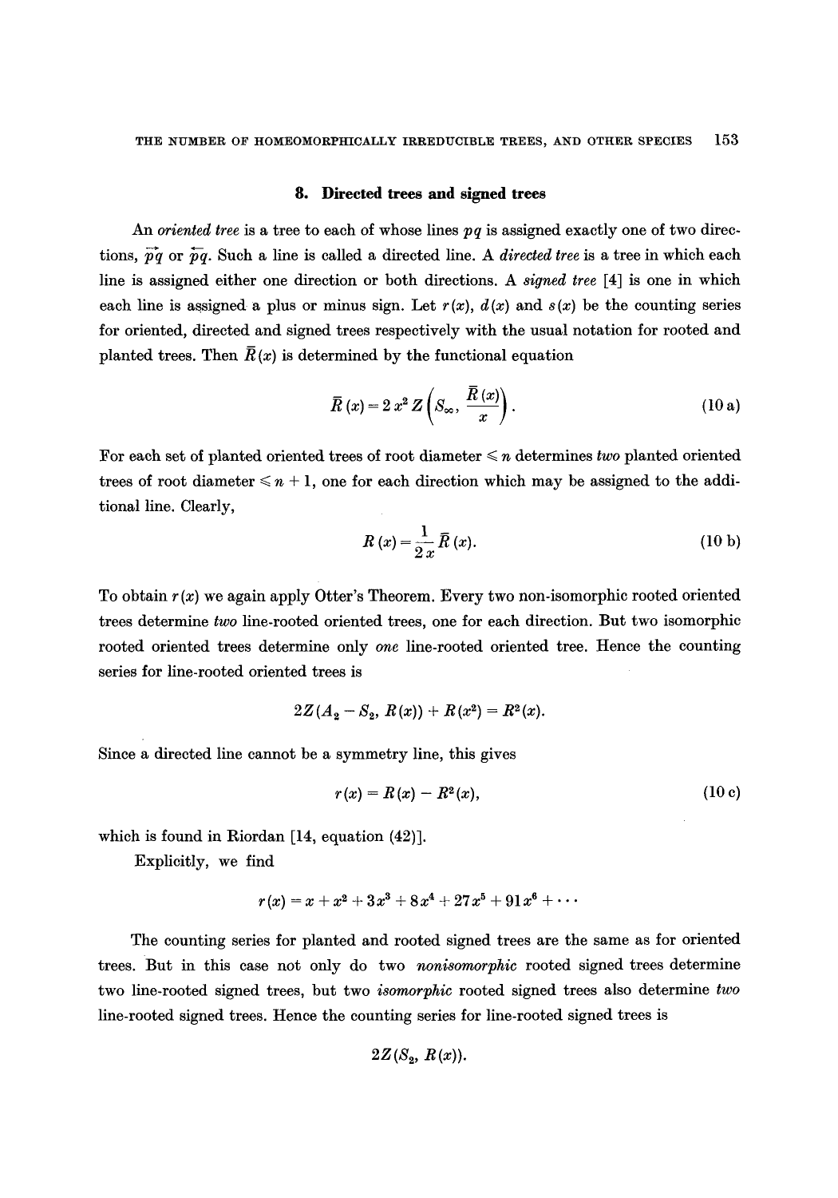## 8. Directed trees and signed trees

An *oriented tree* is a tree to each of whose lines $pq$ is assigned exactly one of two directions, $\overrightarrow{pq}$ or $\overleftarrow{pq}$. Such a line is called a directed line. A *directed tree* is a tree in which each line is assigned either one direction or both directions. A *signed tree* [4] is one in which each line is assigned a plus or minus sign. Let $r(x)$, $d(x)$ and $s(x)$ be the counting series for oriented, directed and signed trees respectively with the usual notation for rooted and planted trees. Then $\bar{R}(x)$ is determined by the functional equation

$$\bar{R}(x) = 2x^2 Z\left(S_\infty, \frac{\bar{R}(x)}{x}\right). \tag{10 a}$$

For each set of planted oriented trees of root diameter $\leqslant n$ determines *two* planted oriented trees of root diameter $\leqslant n+1$, one for each direction which may be assigned to the additional line. Clearly,

$$R(x) = \frac{1}{2x}\bar{R}(x). \tag{10 b}$$

To obtain $r(x)$ we again apply Otter's Theorem. Every two non-isomorphic rooted oriented trees determine *two* line-rooted oriented trees, one for each direction. But two isomorphic rooted oriented trees determine only *one* line-rooted oriented tree. Hence the counting series for line-rooted oriented trees is

$$2Z(A_2 - S_2, R(x)) + R(x^2) = R^2(x).$$

Since a directed line cannot be a symmetry line, this gives

$$r(x) = R(x) - R^2(x), \tag{10 c}$$

which is found in Riordan [14, equation (42)].

Explicitly, we find

$$r(x) = x + x^2 + 3x^3 + 8x^4 + 27x^5 + 91x^6 + \cdots$$

The counting series for planted and rooted signed trees are the same as for oriented trees. But in this case not only do two *nonisomorphic* rooted signed trees determine two line-rooted signed trees, but two *isomorphic* rooted signed trees also determine *two* line-rooted signed trees. Hence the counting series for line-rooted signed trees is

$$2Z(S_2, R(x)).$$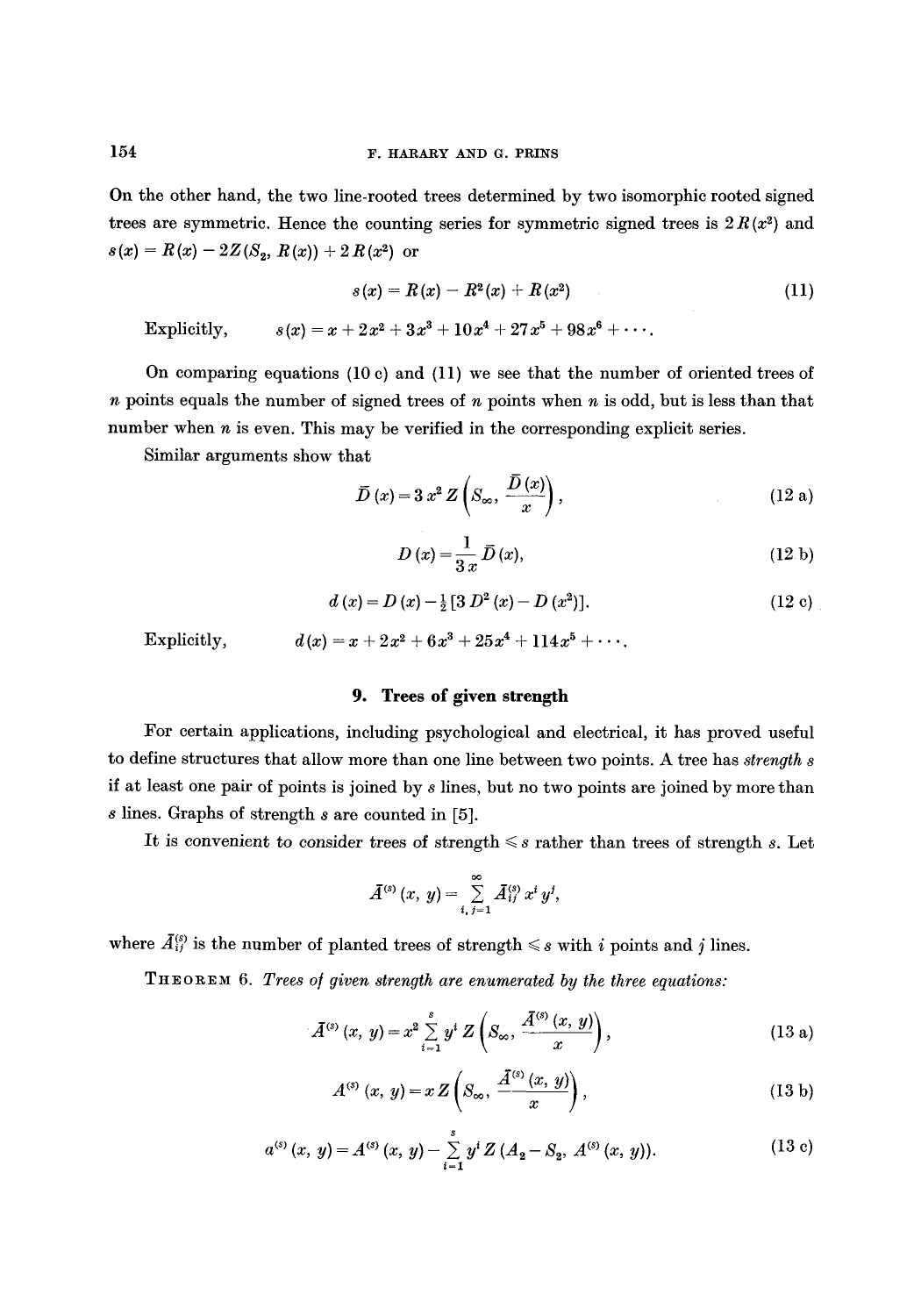On the other hand, the two line-rooted trees determined by two isomorphic rooted signed trees are symmetric. Hence the counting series for symmetric signed trees is $2R(x^2)$ and $s(x) = R(x) - 2Z(S_2, R(x)) + 2R(x^2)$ or

$$s(x) = R(x) - R^2(x) + R(x^2) \tag{11}$$

Explicitly, $\quad s(x) = x + 2x^2 + 3x^3 + 10x^4 + 27x^5 + 98x^6 + \cdots.$

On comparing equations (10 c) and (11) we see that the number of oriented trees of $n$ points equals the number of signed trees of $n$ points when $n$ is odd, but is less than that number when $n$ is even. This may be verified in the corresponding explicit series.

Similar arguments show that

$$\bar{D}(x) = 3x^2 Z\left(S_\infty, \frac{\bar{D}(x)}{x}\right), \tag{12 a}$$

$$D(x) = \frac{1}{3x}\bar{D}(x), \tag{12 b}$$

$$d(x) = D(x) - \tfrac{1}{2}[3D^2(x) - D(x^2)]. \tag{12 c}$$

Explicitly, $\quad d(x) = x + 2x^2 + 6x^3 + 25x^4 + 114x^5 + \cdots.$

## 9. Trees of given strength

For certain applications, including psychological and electrical, it has proved useful to define structures that allow more than one line between two points. A tree has *strength s* if at least one pair of points is joined by $s$ lines, but no two points are joined by more than $s$ lines. Graphs of strength $s$ are counted in [5].

It is convenient to consider trees of strength $\leqslant s$ rather than trees of strength $s$. Let

$$\bar{A}^{(s)}(x, y) = \sum_{i, j=1}^{\infty} \bar{A}_{ij}^{(s)} x^i y^j,$$

where $\bar{A}_{ij}^{(s)}$ is the number of planted trees of strength $\leqslant s$ with $i$ points and $j$ lines.

THEOREM 6. *Trees of given strength are enumerated by the three equations:*

$$\bar{A}^{(s)}(x, y) = x^2 \sum_{i=1}^{s} y^i Z\left(S_\infty, \frac{\bar{A}^{(s)}(x, y)}{x}\right), \tag{13 a}$$

$$A^{(s)}(x, y) = x Z\left(S_\infty, \frac{\bar{A}^{(s)}(x, y)}{x}\right), \tag{13 b}$$

$$a^{(s)}(x, y) = A^{(s)}(x, y) - \sum_{i=1}^{s} y^i Z(A_2 - S_2, A^{(s)}(x, y)). \tag{13 c}$$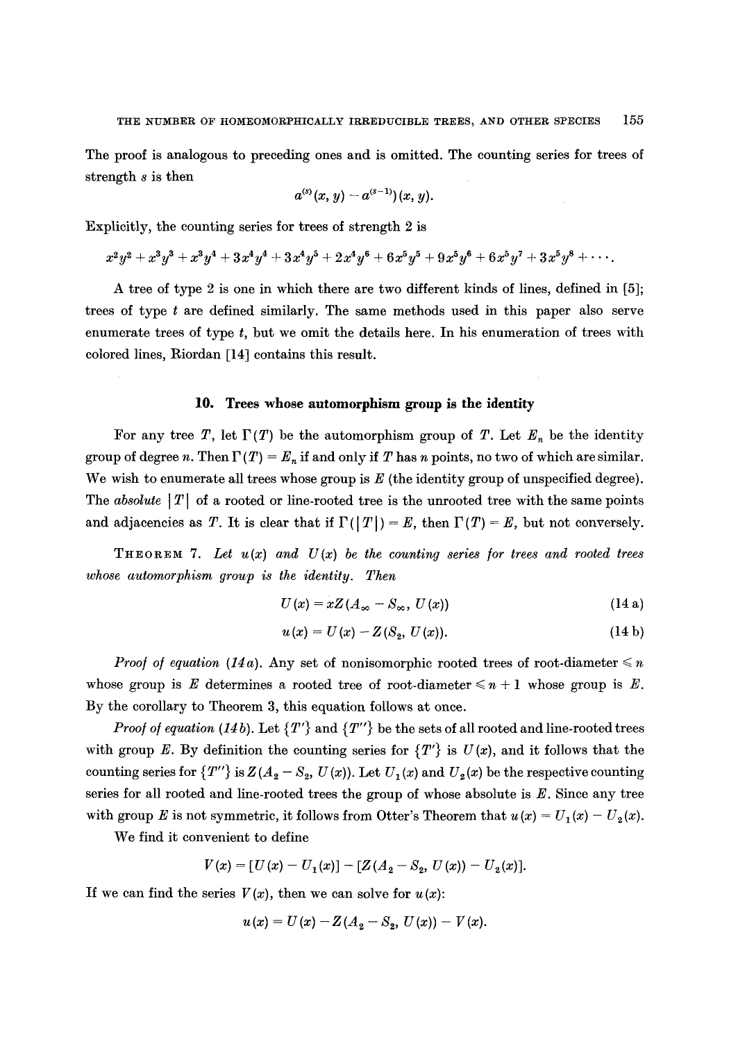The proof is analogous to preceding ones and is omitted. The counting series for trees of strength $s$ is then

$$a^{(s)}(x, y) - a^{(s-1)}(x, y).$$

Explicitly, the counting series for trees of strength 2 is

$$x^2y^2 + x^3y^3 + x^3y^4 + 3x^4y^4 + 3x^4y^5 + 2x^4y^6 + 6x^5y^5 + 9x^5y^6 + 6x^5y^7 + 3x^5y^8 + \cdots.$$

A tree of type 2 is one in which there are two different kinds of lines, defined in [5]; trees of type $t$ are defined similarly. The same methods used in this paper also serve enumerate trees of type $t$, but we omit the details here. In his enumeration of trees with colored lines, Riordan [14] contains this result.

## 10. Trees whose automorphism group is the identity

For any tree $T$, let $\Gamma(T)$ be the automorphism group of $T$. Let $E_n$ be the identity group of degree $n$. Then $\Gamma(T) = E_n$ if and only if $T$ has $n$ points, no two of which are similar. We wish to enumerate all trees whose group is $E$ (the identity group of unspecified degree). The *absolute* $|T|$ of a rooted or line-rooted tree is the unrooted tree with the same points and adjacencies as $T$. It is clear that if $\Gamma(|T|) = E$, then $\Gamma(T) = E$, but not conversely.

THEOREM 7. *Let $u(x)$ and $U(x)$ be the counting series for trees and rooted trees whose automorphism group is the identity. Then*

$$U(x) = xZ(A_\infty - S_\infty, U(x)) \tag{14 a}$$

$$u(x) = U(x) - Z(S_2, U(x)). \tag{14 b}$$

*Proof of equation (14a).* Any set of nonisomorphic rooted trees of root-diameter $\leqslant n$ whose group is $E$ determines a rooted tree of root-diameter $\leqslant n+1$ whose group is $E$. By the corollary to Theorem 3, this equation follows at once.

*Proof of equation (14b).* Let $\{T'\}$ and $\{T''\}$ be the sets of all rooted and line-rooted trees with group $E$. By definition the counting series for $\{T'\}$ is $U(x)$, and it follows that the counting series for $\{T''\}$ is $Z(A_2 - S_2, U(x))$. Let $U_1(x)$ and $U_2(x)$ be the respective counting series for all rooted and line-rooted trees the group of whose absolute is $E$. Since any tree with group $E$ is not symmetric, it follows from Otter's Theorem that $u(x) = U_1(x) - U_2(x)$.

We find it convenient to define

$$V(x) = [U(x) - U_1(x)] - [Z(A_2 - S_2, U(x)) - U_2(x)].$$

If we can find the series $V(x)$, then we can solve for $u(x)$:

$$u(x) = U(x) - Z(A_2 - S_2, U(x)) - V(x).$$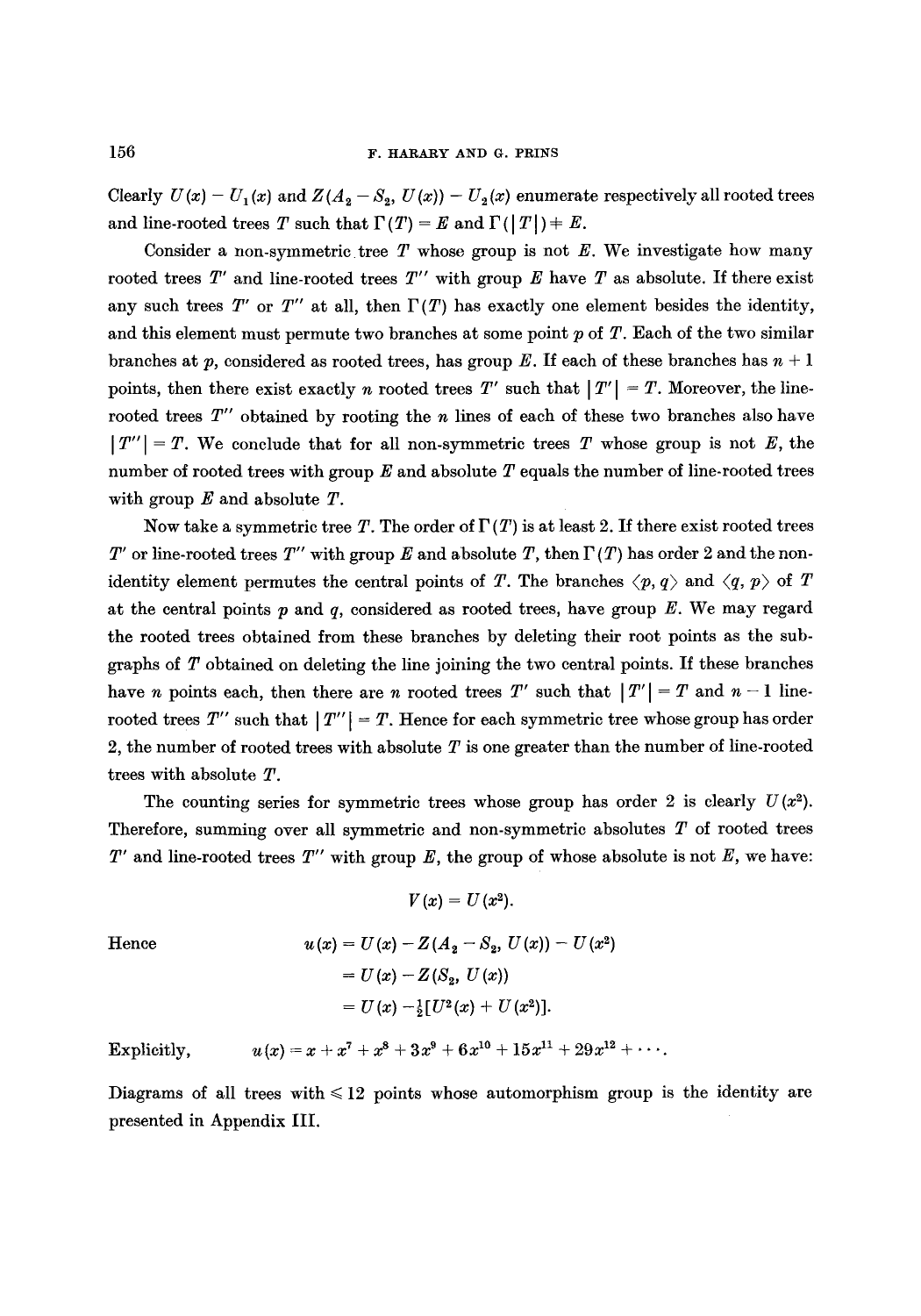Clearly $U(x) - U_1(x)$ and $Z(A_2 - S_2, U(x)) - U_2(x)$ enumerate respectively all rooted trees and line-rooted trees $T$ such that $\Gamma(T) = E$ and $\Gamma(|T|) \neq E$.

Consider a non-symmetric tree $T$ whose group is not $E$. We investigate how many rooted trees $T'$ and line-rooted trees $T''$ with group $E$ have $T$ as absolute. If there exist any such trees $T'$ or $T''$ at all, then $\Gamma(T)$ has exactly one element besides the identity, and this element must permute two branches at some point $p$ of $T$. Each of the two similar branches at $p$, considered as rooted trees, has group $E$. If each of these branches has $n+1$ points, then there exist exactly $n$ rooted trees $T'$ such that $|T'| = T$. Moreover, the line-rooted trees $T''$ obtained by rooting the $n$ lines of each of these two branches also have $|T''| = T$. We conclude that for all non-symmetric trees $T$ whose group is not $E$, the number of rooted trees with group $E$ and absolute $T$ equals the number of line-rooted trees with group $E$ and absolute $T$.

Now take a symmetric tree $T$. The order of $\Gamma(T)$ is at least 2. If there exist rooted trees $T'$ or line-rooted trees $T''$ with group $E$ and absolute $T$, then $\Gamma(T)$ has order 2 and the non-identity element permutes the central points of $T$. The branches $\langle p, q\rangle$ and $\langle q, p\rangle$ of $T$ at the central points $p$ and $q$, considered as rooted trees, have group $E$. We may regard the rooted trees obtained from these branches by deleting their root points as the subgraphs of $T$ obtained on deleting the line joining the two central points. If these branches have $n$ points each, then there are $n$ rooted trees $T'$ such that $|T'| = T$ and $n-1$ line-rooted trees $T''$ such that $|T''| = T$. Hence for each symmetric tree whose group has order 2, the number of rooted trees with absolute $T$ is one greater than the number of line-rooted trees with absolute $T$.

The counting series for symmetric trees whose group has order 2 is clearly $U(x^2)$. Therefore, summing over all symmetric and non-symmetric absolutes $T$ of rooted trees $T'$ and line-rooted trees $T''$ with group $E$, the group of whose absolute is not $E$, we have:

$$V(x) = U(x^2).$$

Hence

$$\begin{aligned} u(x) &= U(x) - Z(A_2 - S_2, U(x)) - U(x^2) \\ &= U(x) - Z(S_2, U(x)) \\ &= U(x) - \tfrac{1}{2}[U^2(x) + U(x^2)]. \end{aligned}$$

Explicitly,

$$u(x) = x + x^7 + x^8 + 3x^9 + 6x^{10} + 15x^{11} + 29x^{12} + \cdots.$$

Diagrams of all trees with $\leqslant 12$ points whose automorphism group is the identity are presented in Appendix III.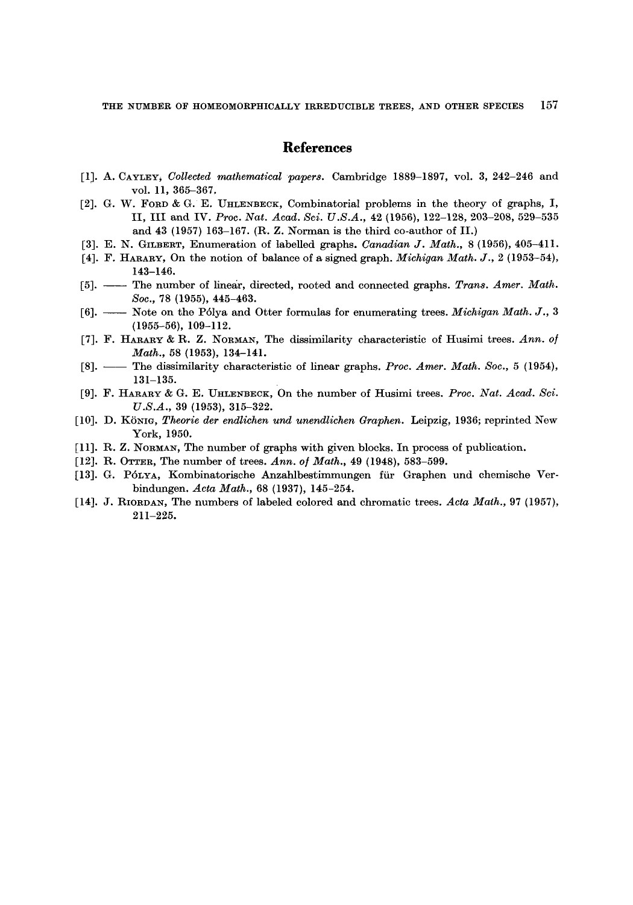## References

[1]. A. Cayley, *Collected mathematical papers*. Cambridge 1889–1897, vol. 3, 242–246 and vol. 11, 365–367.

[2]. G. W. Ford & G. E. Uhlenbeck, Combinatorial problems in the theory of graphs, I, II, III and IV. *Proc. Nat. Acad. Sci. U.S.A.*, 42 (1956), 122–128, 203–208, 529–535 and 43 (1957) 163–167. (R. Z. Norman is the third co-author of II.)

[3]. E. N. Gilbert, Enumeration of labelled graphs. *Canadian J. Math.*, 8 (1956), 405–411.

[4]. F. Harary, On the notion of balance of a signed graph. *Michigan Math. J.*, 2 (1953–54), 143–146.

[5]. —— The number of linear, directed, rooted and connected graphs. *Trans. Amer. Math. Soc.*, 78 (1955), 445–463.

[6]. —— Note on the Pólya and Otter formulas for enumerating trees. *Michigan Math. J.*, 3 (1955–56), 109–112.

[7]. F. Harary & R. Z. Norman, The dissimilarity characteristic of Husimi trees. *Ann. of Math.*, 58 (1953), 134–141.

[8]. —— The dissimilarity characteristic of linear graphs. *Proc. Amer. Math. Soc.*, 5 (1954), 131–135.

[9]. F. Harary & G. E. Uhlenbeck, On the number of Husimi trees. *Proc. Nat. Acad. Sci. U.S.A.*, 39 (1953), 315–322.

[10]. D. König, *Theorie der endlichen und unendlichen Graphen*. Leipzig, 1936; reprinted New York, 1950.

[11]. R. Z. Norman, The number of graphs with given blocks. In process of publication.

[12]. R. Otter, The number of trees. *Ann. of Math.*, 49 (1948), 583–599.

[13]. G. Pólya, Kombinatorische Anzahlbestimmungen für Graphen und chemische Verbindungen. *Acta Math.*, 68 (1937), 145–254.

[14]. J. Riordan, The numbers of labeled colored and chromatic trees. *Acta Math.*, 97 (1957), 211–225.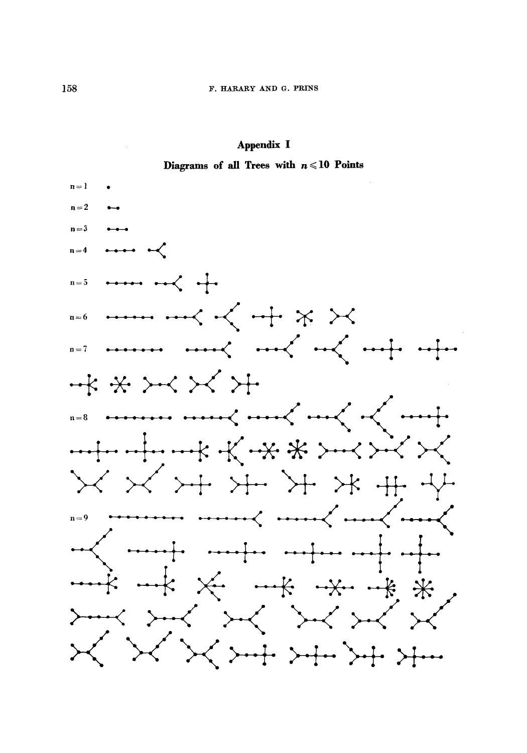# Appendix I

## Diagrams of all Trees with $n \leqslant 10$ Points

n = 1

n = 2

n = 3

n = 4

n = 5

n = 6

n = 7

n = 8

n = 9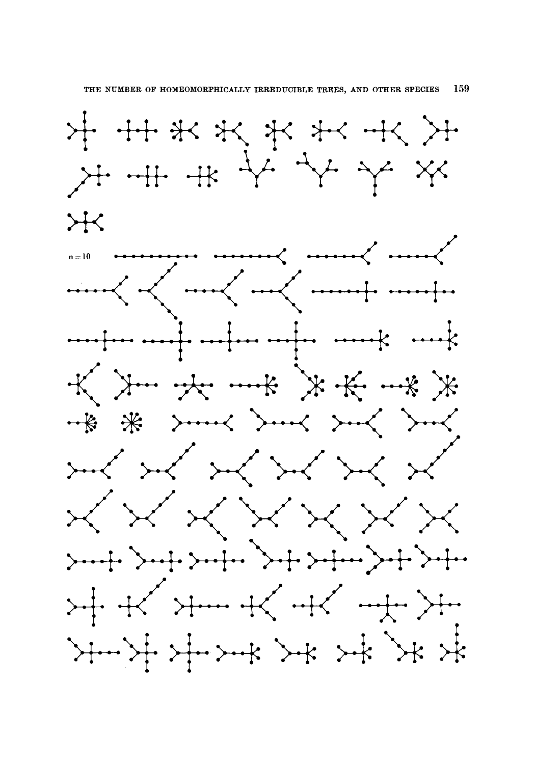$n = 10$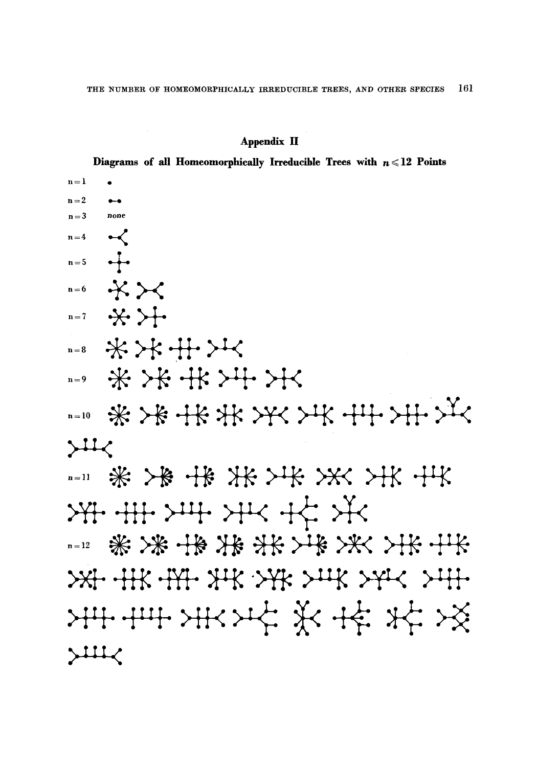## Appendix II

### Diagrams of all Homeomorphically Irreducible Trees with $n \leqslant 12$ Points

$n=1$

$n=2$

$n=3$ *none*

$n=4$

$n=5$

$n=6$

$n=7$

$n=8$

$n=9$

$n=10$

$n=11$

$n=12$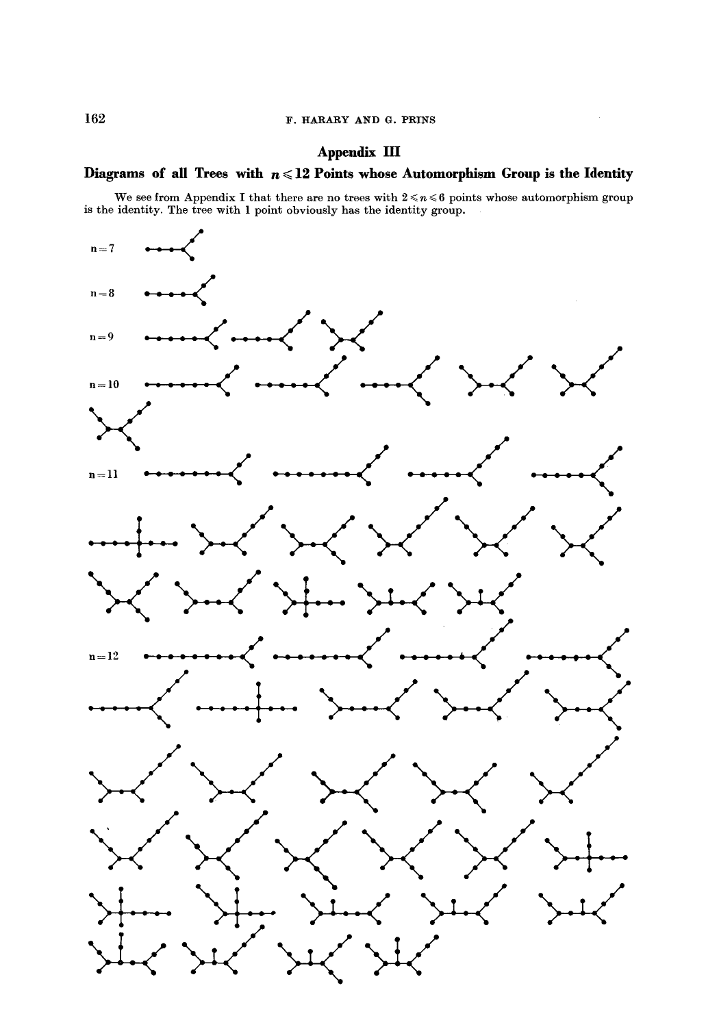## Appendix III

### Diagrams of all Trees with $n \leqslant 12$ Points whose Automorphism Group is the Identity

We see from Appendix I that there are no trees with $2 \leqslant n \leqslant 6$ points whose automorphism group is the identity. The tree with 1 point obviously has the identity group.

n = 7

n = 8

n = 9

n = 10

n = 11

n = 12